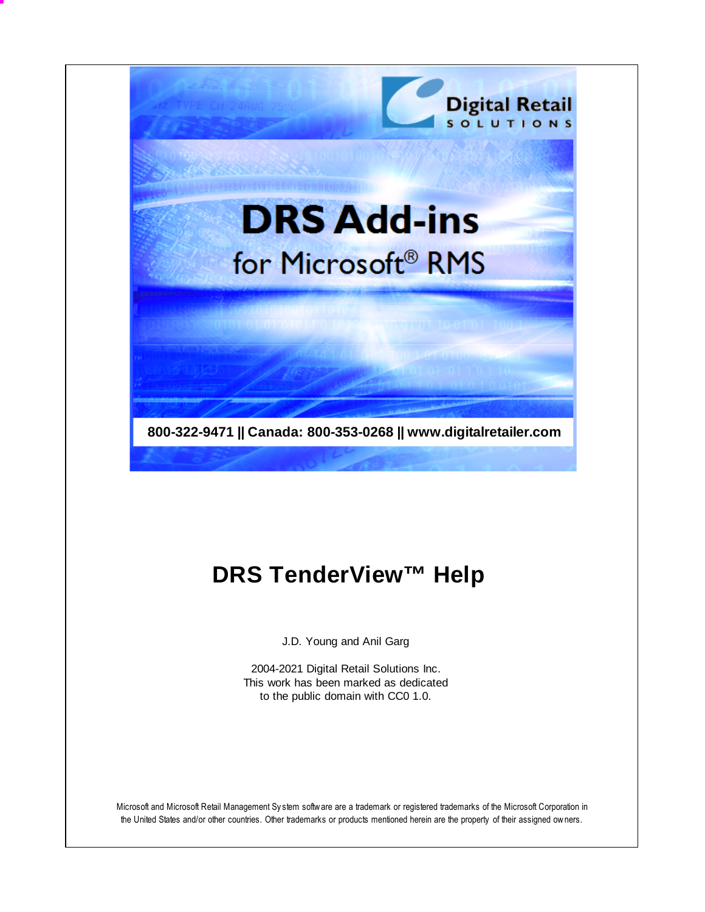Digital Retail SOLUTIONS

# DRS Add-ins

for Microsoft® RMS

**800-322-9471 || Canada: 800-353-0268 || www.digitalretailer.com**

# DRS TenderView™ Help

J.D. Young and Anil Garg

2004-2021 Digital Retail Solutions Inc.
This work has been marked as dedicated
to the public domain with CC0 1.0.

Microsoft and Microsoft Retail Management System software are a trademark or registered trademarks of the Microsoft Corporation in the United States and/or other countries. Other trademarks or products mentioned herein are the property of their assigned owners.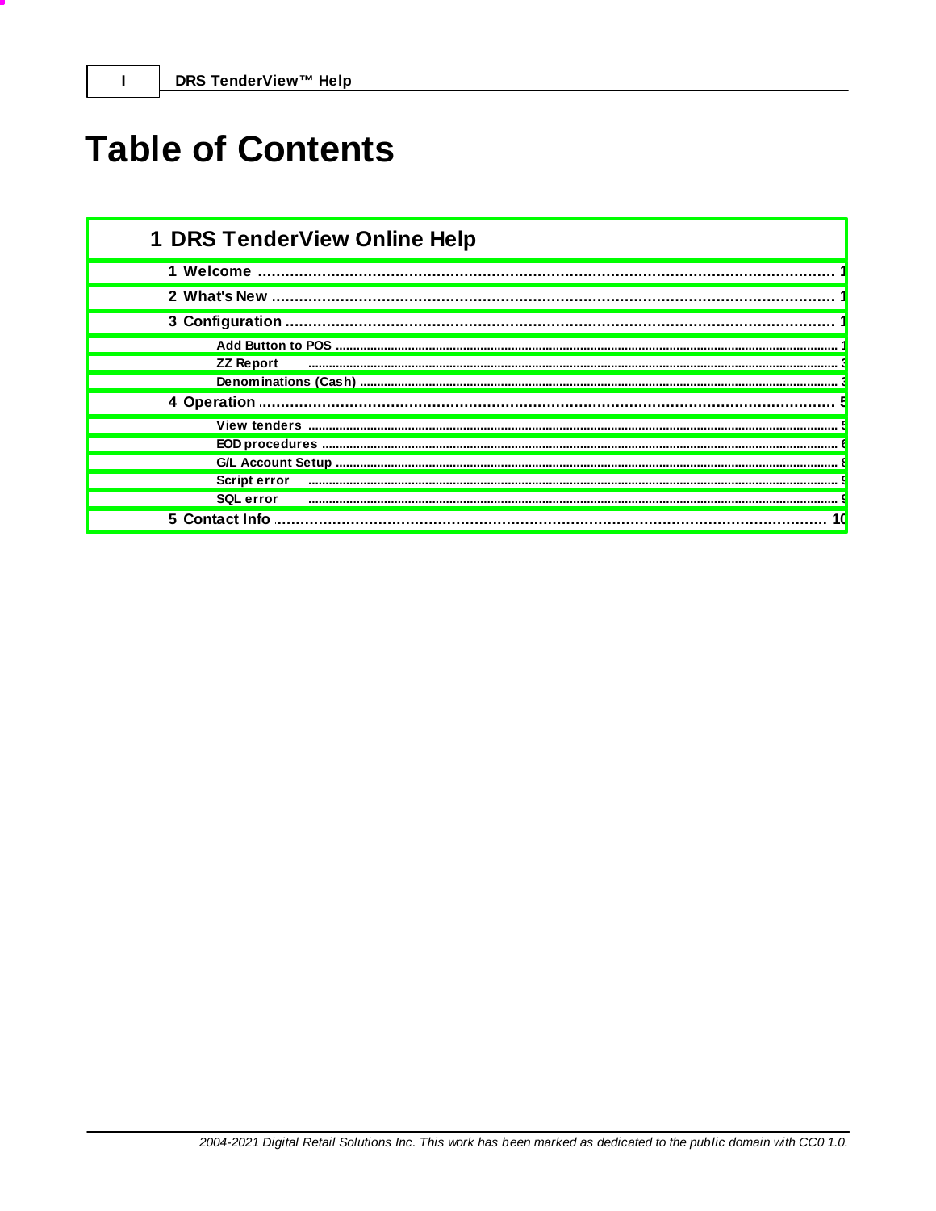# Table of Contents

## 1 DRS TenderView Online Help

- 1 Welcome ..... 1
- 2 What's New ..... 1
- 3 Configuration ..... 1
  - Add Button to POS ..... 1
  - ZZ Report ..... 3
  - Denominations (Cash) ..... 3
- 4 Operation ..... 5
  - View tenders ..... 5
  - EOD procedures ..... 6
  - G/L Account Setup ..... 8
  - Script error ..... 9
  - SQL error ..... 9
- 5 Contact Info ..... 10

*2004-2021 Digital Retail Solutions Inc. This work has been marked as dedicated to the public domain with CC0 1.0.*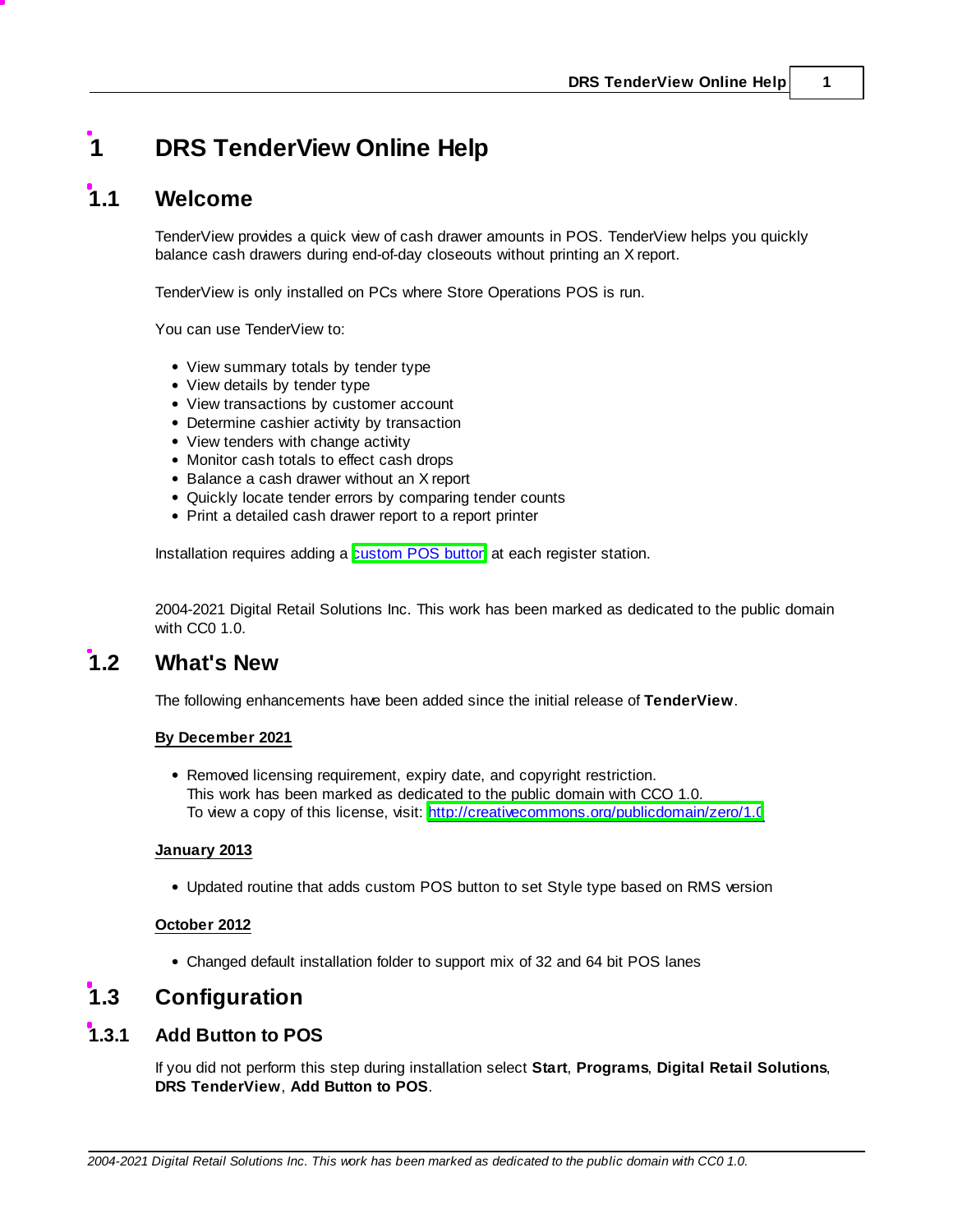# 1 DRS TenderView Online Help

## 1.1 Welcome

TenderView provides a quick view of cash drawer amounts in POS. TenderView helps you quickly balance cash drawers during end-of-day closeouts without printing an X report.

TenderView is only installed on PCs where Store Operations POS is run.

You can use TenderView to:

- View summary totals by tender type
- View details by tender type
- View transactions by customer account
- Determine cashier activity by transaction
- View tenders with change activity
- Monitor cash totals to effect cash drops
- Balance a cash drawer without an X report
- Quickly locate tender errors by comparing tender counts
- Print a detailed cash drawer report to a report printer

Installation requires adding a custom POS button at each register station.

2004-2021 Digital Retail Solutions Inc. This work has been marked as dedicated to the public domain with CC0 1.0.

## 1.2 What's New

The following enhancements have been added since the initial release of **TenderView**.

**By December 2021**

- Removed licensing requirement, expiry date, and copyright restriction.
  This work has been marked as dedicated to the public domain with CCO 1.0.
  To view a copy of this license, visit: http://creativecommons.org/publicdomain/zero/1.0

**January 2013**

- Updated routine that adds custom POS button to set Style type based on RMS version

**October 2012**

- Changed default installation folder to support mix of 32 and 64 bit POS lanes

## 1.3 Configuration

### 1.3.1 Add Button to POS

If you did not perform this step during installation select **Start**, **Programs**, **Digital Retail Solutions**, **DRS TenderView**, **Add Button to POS**.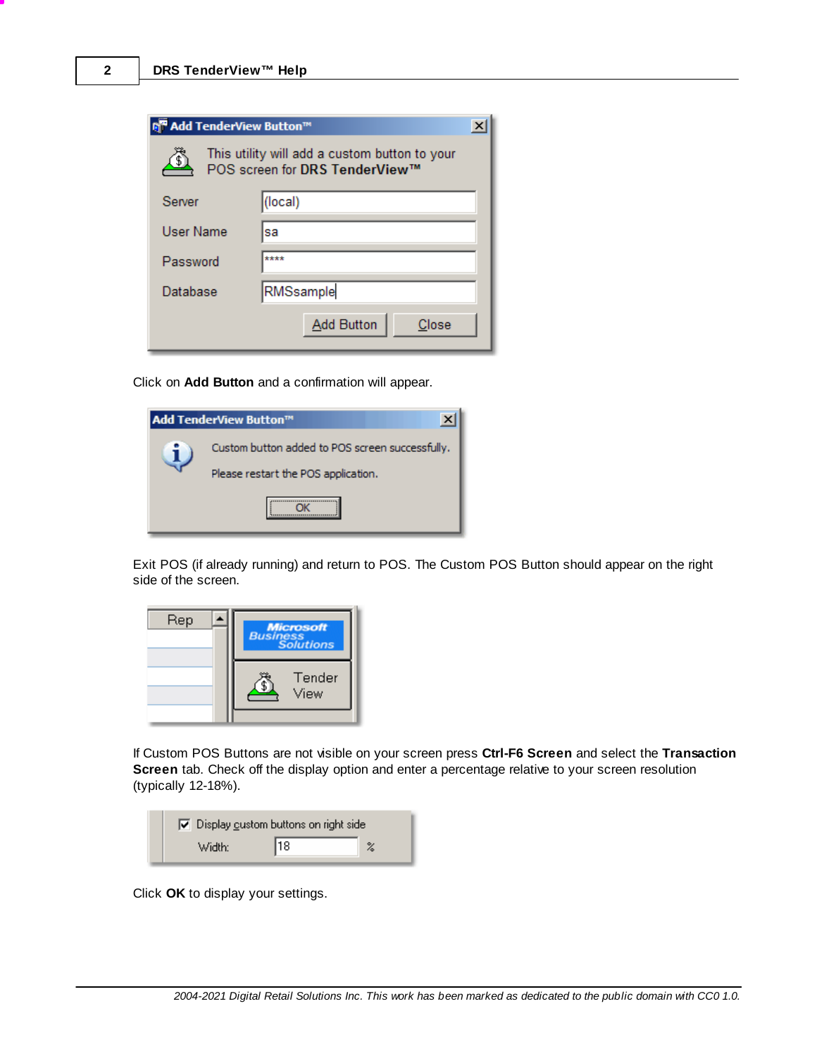Click on **Add Button** and a confirmation will appear.

Exit POS (if already running) and return to POS. The Custom POS Button should appear on the right side of the screen.

If Custom POS Buttons are not visible on your screen press **Ctrl-F6 Screen** and select the **Transaction Screen** tab. Check off the display option and enter a percentage relative to your screen resolution (typically 12-18%).

Click **OK** to display your settings.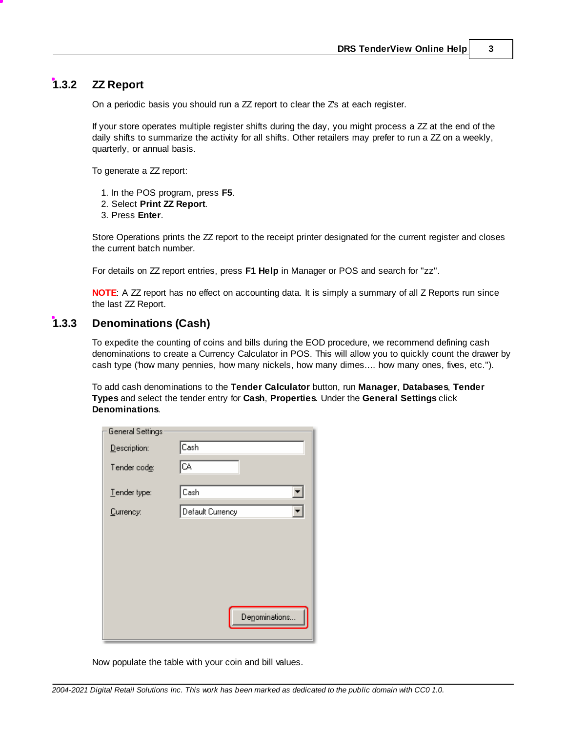## 1.3.2 ZZ Report

On a periodic basis you should run a ZZ report to clear the Z's at each register.

If your store operates multiple register shifts during the day, you might process a ZZ at the end of the daily shifts to summarize the activity for all shifts. Other retailers may prefer to run a ZZ on a weekly, quarterly, or annual basis.

To generate a ZZ report:

1. In the POS program, press **F5**.
2. Select **Print ZZ Report**.
3. Press **Enter**.

Store Operations prints the ZZ report to the receipt printer designated for the current register and closes the current batch number.

For details on ZZ report entries, press **F1 Help** in Manager or POS and search for "zz".

**NOTE**: A ZZ report has no effect on accounting data. It is simply a summary of all Z Reports run since the last ZZ Report.

## 1.3.3 Denominations (Cash)

To expedite the counting of coins and bills during the EOD procedure, we recommend defining cash denominations to create a Currency Calculator in POS. This will allow you to quickly count the drawer by cash type ('how many pennies, how many nickels, how many dimes.... how many ones, fives, etc.").

To add cash denominations to the **Tender Calculator** button, run **Manager**, **Databases**, **Tender Types** and select the tender entry for **Cash**, **Properties**. Under the **General Settings** click **Denominations**.

General Settings

Description: Cash

Tender code: CA

Tender type: Cash

Currency: Default Currency

Denominations...

Now populate the table with your coin and bill values.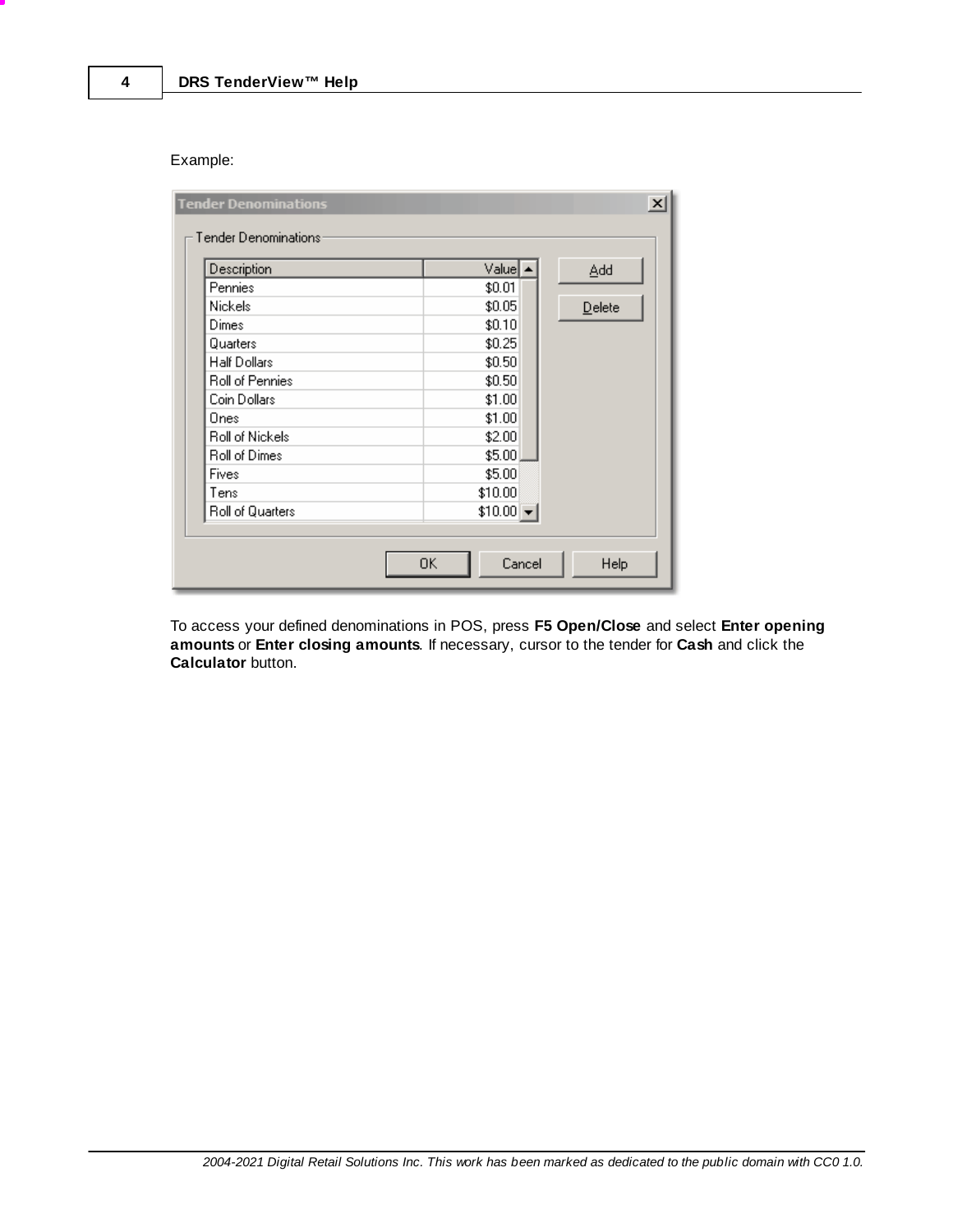Example:

| Description | Value |
| --- | --- |
| Pennies | $0.01 |
| Nickels | $0.05 |
| Dimes | $0.10 |
| Quarters | $0.25 |
| Half Dollars | $0.50 |
| Roll of Pennies | $0.50 |
| Coin Dollars | $1.00 |
| Ones | $1.00 |
| Roll of Nickels | $2.00 |
| Roll of Dimes | $5.00 |
| Fives | $5.00 |
| Tens | $10.00 |
| Roll of Quarters | $10.00 |

To access your defined denominations in POS, press **F5 Open/Close** and select **Enter opening amounts** or **Enter closing amounts**. If necessary, cursor to the tender for **Cash** and click the **Calculator** button.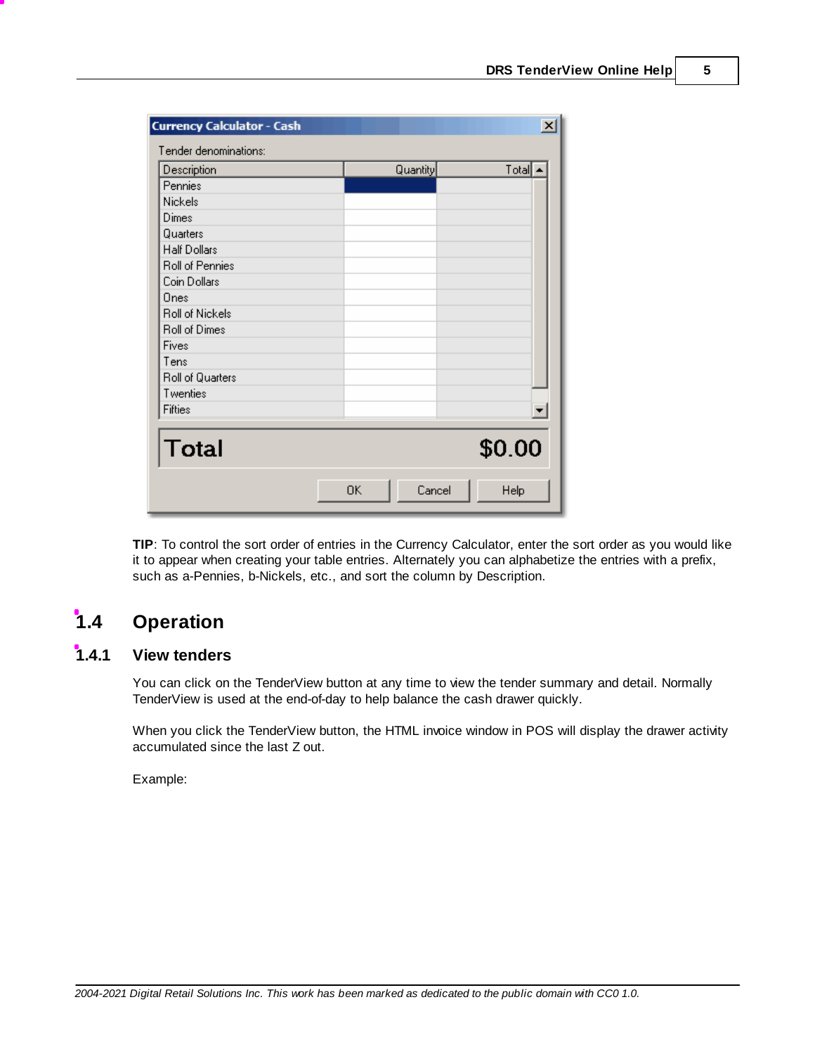**Currency Calculator - Cash**

Tender denominations:

| Description | Quantity | Total |
| --- | --- | --- |
| Pennies | | |
| Nickels | | |
| Dimes | | |
| Quarters | | |
| Half Dollars | | |
| Roll of Pennies | | |
| Coin Dollars | | |
| Ones | | |
| Roll of Nickels | | |
| Roll of Dimes | | |
| Fives | | |
| Tens | | |
| Roll of Quarters | | |
| Twenties | | |
| Fifties | | |

**Total** $0.00

OK | Cancel | Help

**TIP**: To control the sort order of entries in the Currency Calculator, enter the sort order as you would like it to appear when creating your table entries. Alternately you can alphabetize the entries with a prefix, such as a-Pennies, b-Nickels, etc., and sort the column by Description.

# 1.4 Operation

## 1.4.1 View tenders

You can click on the TenderView button at any time to view the tender summary and detail. Normally TenderView is used at the end-of-day to help balance the cash drawer quickly.

When you click the TenderView button, the HTML invoice window in POS will display the drawer activity accumulated since the last Z out.

Example: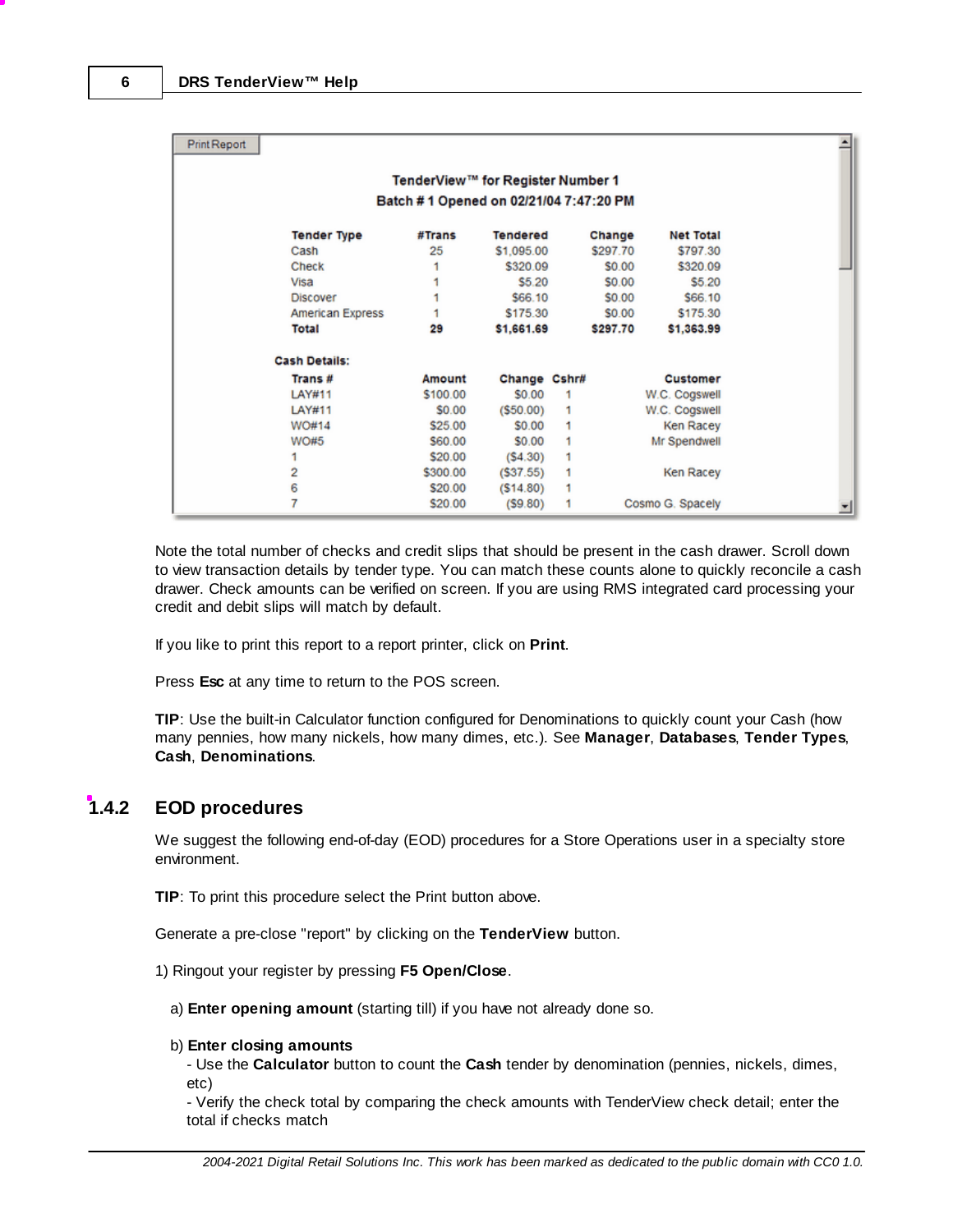Print Report

TenderView™ for Register Number 1

Batch # 1 Opened on 02/21/04 7:47:20 PM

| Tender Type | #Trans | Tendered | Change | Net Total |
|---|---|---|---|---|
| Cash | 25 | $1,095.00 | $297.70 | $797.30 |
| Check | 1 | $320.09 | $0.00 | $320.09 |
| Visa | 1 | $5.20 | $0.00 | $5.20 |
| Discover | 1 | $66.10 | $0.00 | $66.10 |
| American Express | 1 | $175.30 | $0.00 | $175.30 |
| **Total** | **29** | **$1,661.69** | **$297.70** | **$1,363.99** |

**Cash Details:**

| Trans # | Amount | Change | Cshr# | Customer |
|---|---|---|---|---|
| LAY#11 | $100.00 | $0.00 | 1 | W.C. Cogswell |
| LAY#11 | $0.00 | ($50.00) | 1 | W.C. Cogswell |
| WO#14 | $25.00 | $0.00 | 1 | Ken Racey |
| WO#5 | $60.00 | $0.00 | 1 | Mr Spendwell |
| 1 | $20.00 | ($4.30) | 1 | |
| 2 | $300.00 | ($37.55) | 1 | Ken Racey |
| 6 | $20.00 | ($14.80) | 1 | |
| 7 | $20.00 | ($9.80) | 1 | Cosmo G. Spacely |

Note the total number of checks and credit slips that should be present in the cash drawer. Scroll down to view transaction details by tender type. You can match these counts alone to quickly reconcile a cash drawer. Check amounts can be verified on screen. If you are using RMS integrated card processing your credit and debit slips will match by default.

If you like to print this report to a report printer, click on **Print**.

Press **Esc** at any time to return to the POS screen.

**TIP**: Use the built-in Calculator function configured for Denominations to quickly count your Cash (how many pennies, how many nickels, how many dimes, etc.). See **Manager**, **Databases**, **Tender Types**, **Cash**, **Denominations**.

### 1.4.2 EOD procedures

We suggest the following end-of-day (EOD) procedures for a Store Operations user in a specialty store environment.

**TIP**: To print this procedure select the Print button above.

Generate a pre-close "report" by clicking on the **TenderView** button.

1) Ringout your register by pressing **F5 Open/Close**.

a) **Enter opening amount** (starting till) if you have not already done so.

b) **Enter closing amounts**

- Use the **Calculator** button to count the **Cash** tender by denomination (pennies, nickels, dimes, etc)
- Verify the check total by comparing the check amounts with TenderView check detail; enter the total if checks match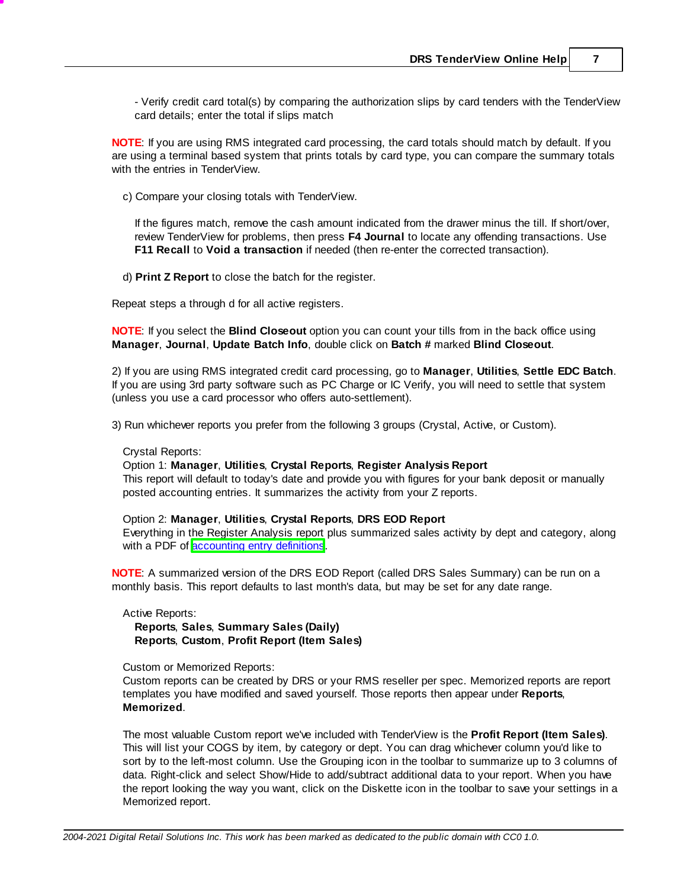- Verify credit card total(s) by comparing the authorization slips by card tenders with the TenderView card details; enter the total if slips match

**NOTE**: If you are using RMS integrated card processing, the card totals should match by default. If you are using a terminal based system that prints totals by card type, you can compare the summary totals with the entries in TenderView.

c) Compare your closing totals with TenderView.

If the figures match, remove the cash amount indicated from the drawer minus the till. If short/over, review TenderView for problems, then press **F4 Journal** to locate any offending transactions. Use **F11 Recall** to **Void a transaction** if needed (then re-enter the corrected transaction).

d) **Print Z Report** to close the batch for the register.

Repeat steps a through d for all active registers.

**NOTE**: If you select the **Blind Closeout** option you can count your tills from in the back office using **Manager**, **Journal**, **Update Batch Info**, double click on **Batch #** marked **Blind Closeout**.

2) If you are using RMS integrated credit card processing, go to **Manager**, **Utilities**, **Settle EDC Batch**. If you are using 3rd party software such as PC Charge or IC Verify, you will need to settle that system (unless you use a card processor who offers auto-settlement).

3) Run whichever reports you prefer from the following 3 groups (Crystal, Active, or Custom).

Crystal Reports:
Option 1: **Manager**, **Utilities**, **Crystal Reports**, **Register Analysis Report**
This report will default to today's date and provide you with figures for your bank deposit or manually posted accounting entries. It summarizes the activity from your Z reports.

Option 2: **Manager**, **Utilities**, **Crystal Reports**, **DRS EOD Report**
Everything in the Register Analysis report plus summarized sales activity by dept and category, along with a PDF of accounting entry definitions.

**NOTE**: A summarized version of the DRS EOD Report (called DRS Sales Summary) can be run on a monthly basis. This report defaults to last month's data, but may be set for any date range.

Active Reports:
**Reports**, **Sales**, **Summary Sales (Daily)**
**Reports**, **Custom**, **Profit Report (Item Sales)**

Custom or Memorized Reports:
Custom reports can be created by DRS or your RMS reseller per spec. Memorized reports are report templates you have modified and saved yourself. Those reports then appear under **Reports**, **Memorized**.

The most valuable Custom report we've included with TenderView is the **Profit Report (Item Sales)**. This will list your COGS by item, by category or dept. You can drag whichever column you'd like to sort by to the left-most column. Use the Grouping icon in the toolbar to summarize up to 3 columns of data. Right-click and select Show/Hide to add/subtract additional data to your report. When you have the report looking the way you want, click on the Diskette icon in the toolbar to save your settings in a Memorized report.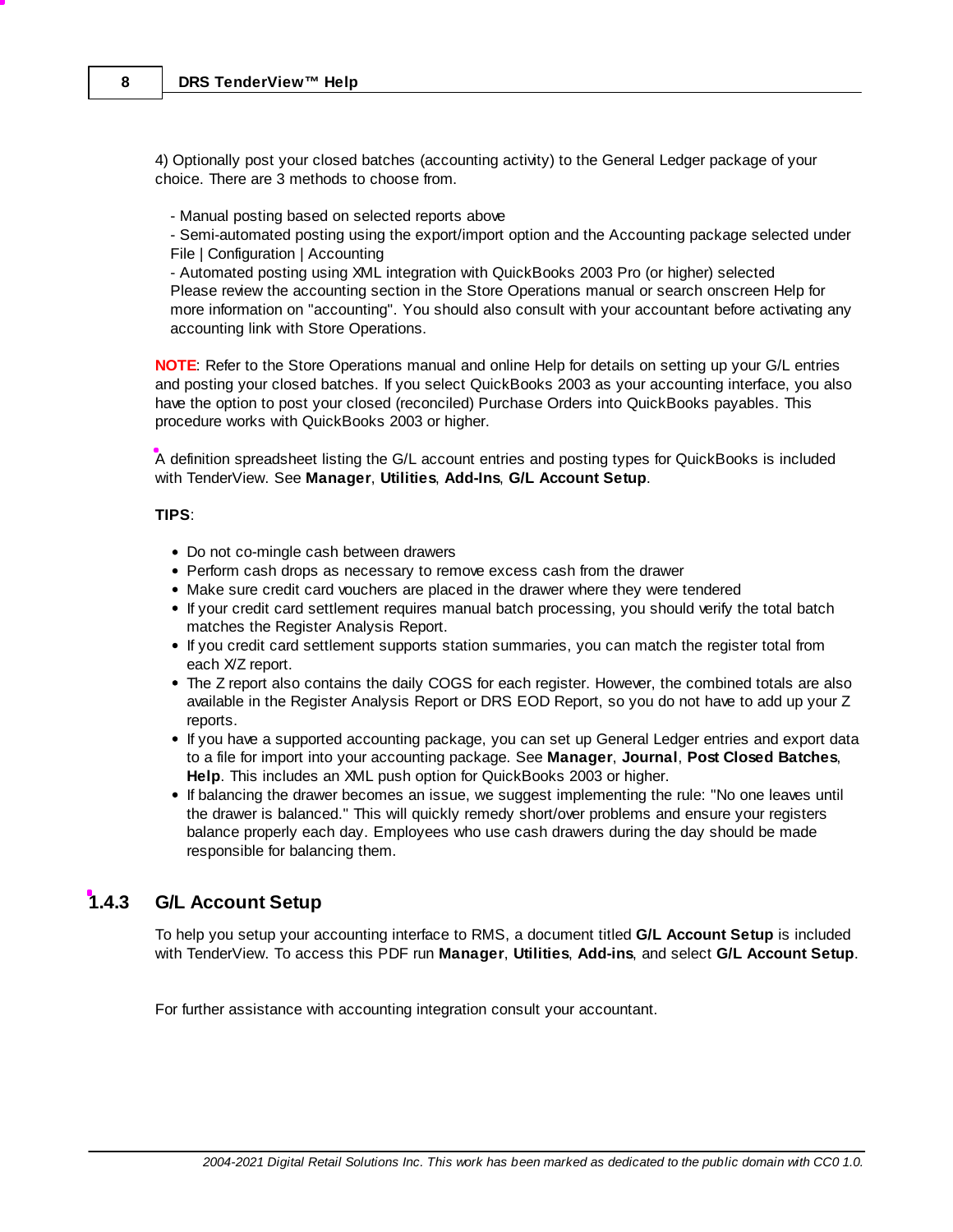4) Optionally post your closed batches (accounting activity) to the General Ledger package of your choice. There are 3 methods to choose from.

- Manual posting based on selected reports above
- Semi-automated posting using the export/import option and the Accounting package selected under File | Configuration | Accounting
- Automated posting using XML integration with QuickBooks 2003 Pro (or higher) selected

Please review the accounting section in the Store Operations manual or search onscreen Help for more information on "accounting". You should also consult with your accountant before activating any accounting link with Store Operations.

**NOTE**: Refer to the Store Operations manual and online Help for details on setting up your G/L entries and posting your closed batches. If you select QuickBooks 2003 as your accounting interface, you also have the option to post your closed (reconciled) Purchase Orders into QuickBooks payables. This procedure works with QuickBooks 2003 or higher.

A definition spreadsheet listing the G/L account entries and posting types for QuickBooks is included with TenderView. See **Manager**, **Utilities**, **Add-Ins**, **G/L Account Setup**.

**TIPS**:

- Do not co-mingle cash between drawers
- Perform cash drops as necessary to remove excess cash from the drawer
- Make sure credit card vouchers are placed in the drawer where they were tendered
- If your credit card settlement requires manual batch processing, you should verify the total batch matches the Register Analysis Report.
- If you credit card settlement supports station summaries, you can match the register total from each X/Z report.
- The Z report also contains the daily COGS for each register. However, the combined totals are also available in the Register Analysis Report or DRS EOD Report, so you do not have to add up your Z reports.
- If you have a supported accounting package, you can set up General Ledger entries and export data to a file for import into your accounting package. See **Manager**, **Journal**, **Post Closed Batches**, **Help**. This includes an XML push option for QuickBooks 2003 or higher.
- If balancing the drawer becomes an issue, we suggest implementing the rule: "No one leaves until the drawer is balanced." This will quickly remedy short/over problems and ensure your registers balance properly each day. Employees who use cash drawers during the day should be made responsible for balancing them.

## 1.4.3 G/L Account Setup

To help you setup your accounting interface to RMS, a document titled **G/L Account Setup** is included with TenderView. To access this PDF run **Manager**, **Utilities**, **Add-ins**, and select **G/L Account Setup**.

For further assistance with accounting integration consult your accountant.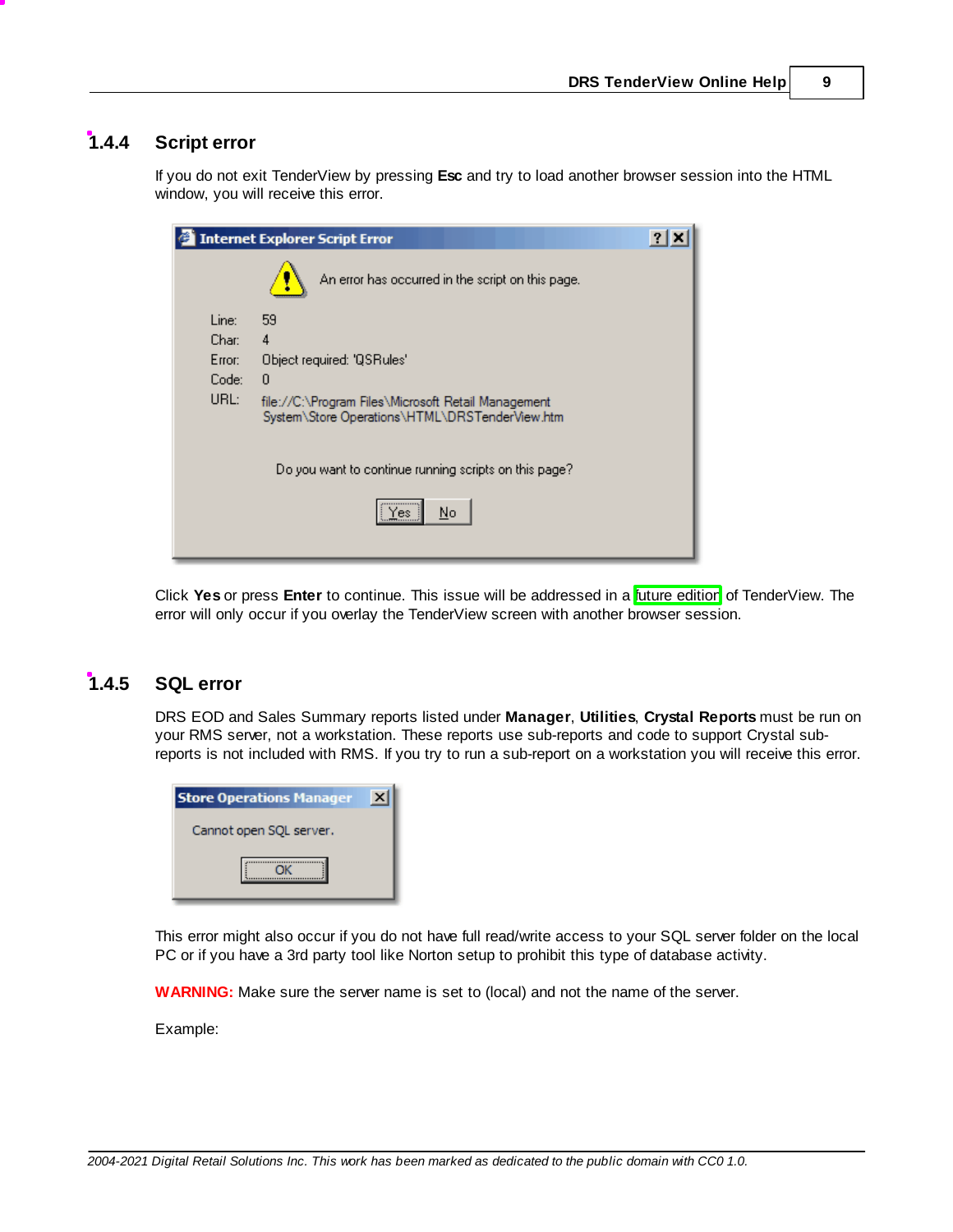## 1.4.4 Script error

If you do not exit TenderView by pressing **Esc** and try to load another browser session into the HTML window, you will receive this error.

Click **Yes** or press **Enter** to continue. This issue will be addressed in a future edition of TenderView. The error will only occur if you overlay the TenderView screen with another browser session.

## 1.4.5 SQL error

DRS EOD and Sales Summary reports listed under **Manager**, **Utilities**, **Crystal Reports** must be run on your RMS server, not a workstation. These reports use sub-reports and code to support Crystal sub-reports is not included with RMS. If you try to run a sub-report on a workstation you will receive this error.

This error might also occur if you do not have full read/write access to your SQL server folder on the local PC or if you have a 3rd party tool like Norton setup to prohibit this type of database activity.

**WARNING:** Make sure the server name is set to (local) and not the name of the server.

Example: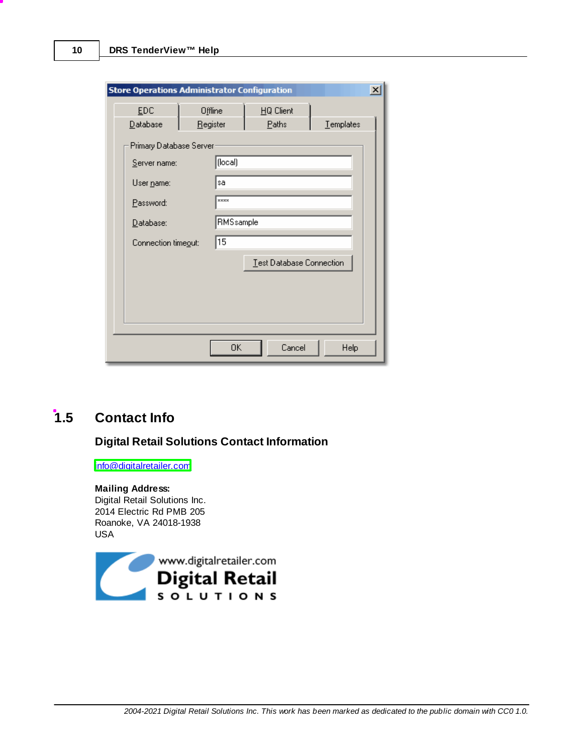## 1.5 Contact Info

### Digital Retail Solutions Contact Information

info@digitalretailer.com

**Mailing Address:**
Digital Retail Solutions Inc.
2014 Electric Rd PMB 205
Roanoke, VA 24018-1938
USA